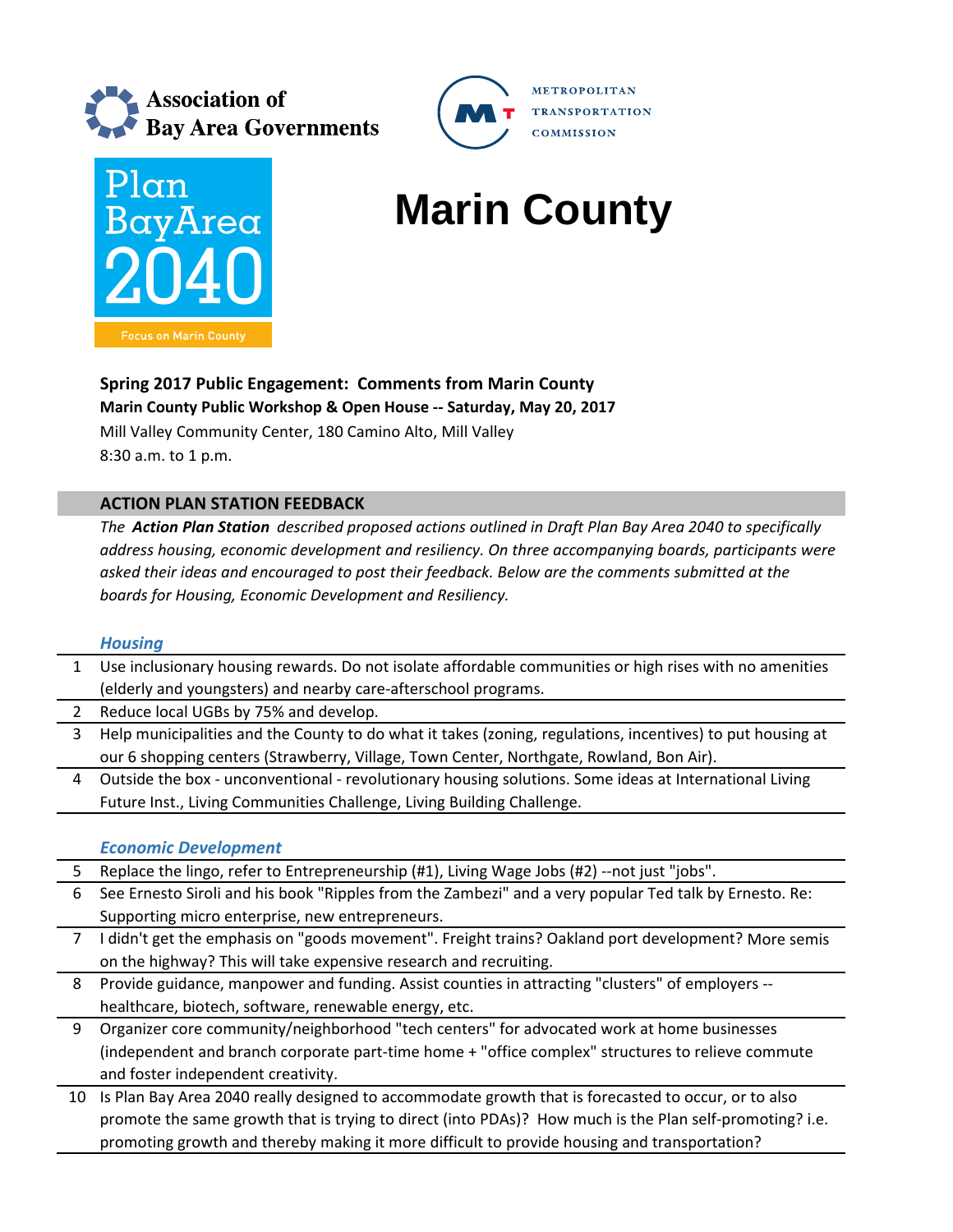Association of Bay Area Governments

Metropolitan Transportation Commission

Plan Bay Area 2040

Focus on Marin County

# Marin County

**Spring 2017 Public Engagement: Comments from Marin County**

**Marin County Public Workshop & Open House -- Saturday, May 20, 2017**

Mill Valley Community Center, 180 Camino Alto, Mill Valley

8:30 a.m. to 1 p.m.

## ACTION PLAN STATION FEEDBACK

*The **Action Plan Station** described proposed actions outlined in Draft Plan Bay Area 2040 to specifically address housing, economic development and resiliency. On three accompanying boards, participants were asked their ideas and encouraged to post their feedback. Below are the comments submitted at the boards for Housing, Economic Development and Resiliency.*

### *Housing*

| # | Comment |
|---|---|
| 1 | Use inclusionary housing rewards. Do not isolate affordable communities or high rises with no amenities (elderly and youngsters) and nearby care-afterschool programs. |
| 2 | Reduce local UGBs by 75% and develop. |
| 3 | Help municipalities and the County to do what it takes (zoning, regulations, incentives) to put housing at our 6 shopping centers (Strawberry, Village, Town Center, Northgate, Rowland, Bon Air). |
| 4 | Outside the box - unconventional - revolutionary housing solutions. Some ideas at International Living Future Inst., Living Communities Challenge, Living Building Challenge. |

### *Economic Development*

| # | Comment |
|---|---|
| 5 | Replace the lingo, refer to Entrepreneurship (#1), Living Wage Jobs (#2) --not just "jobs". |
| 6 | See Ernesto Siroli and his book "Ripples from the Zambezi" and a very popular Ted talk by Ernesto. Re: Supporting micro enterprise, new entrepreneurs. |
| 7 | I didn't get the emphasis on "goods movement". Freight trains? Oakland port development? More semis on the highway? This will take expensive research and recruiting. |
| 8 | Provide guidance, manpower and funding. Assist counties in attracting "clusters" of employers -- healthcare, biotech, software, renewable energy, etc. |
| 9 | Organizer core community/neighborhood "tech centers" for advocated work at home businesses (independent and branch corporate part-time home + "office complex" structures to relieve commute and foster independent creativity. |
| 10 | Is Plan Bay Area 2040 really designed to accommodate growth that is forecasted to occur, or to also promote the same growth that is trying to direct (into PDAs)? How much is the Plan self-promoting? i.e. promoting growth and thereby making it more difficult to provide housing and transportation? |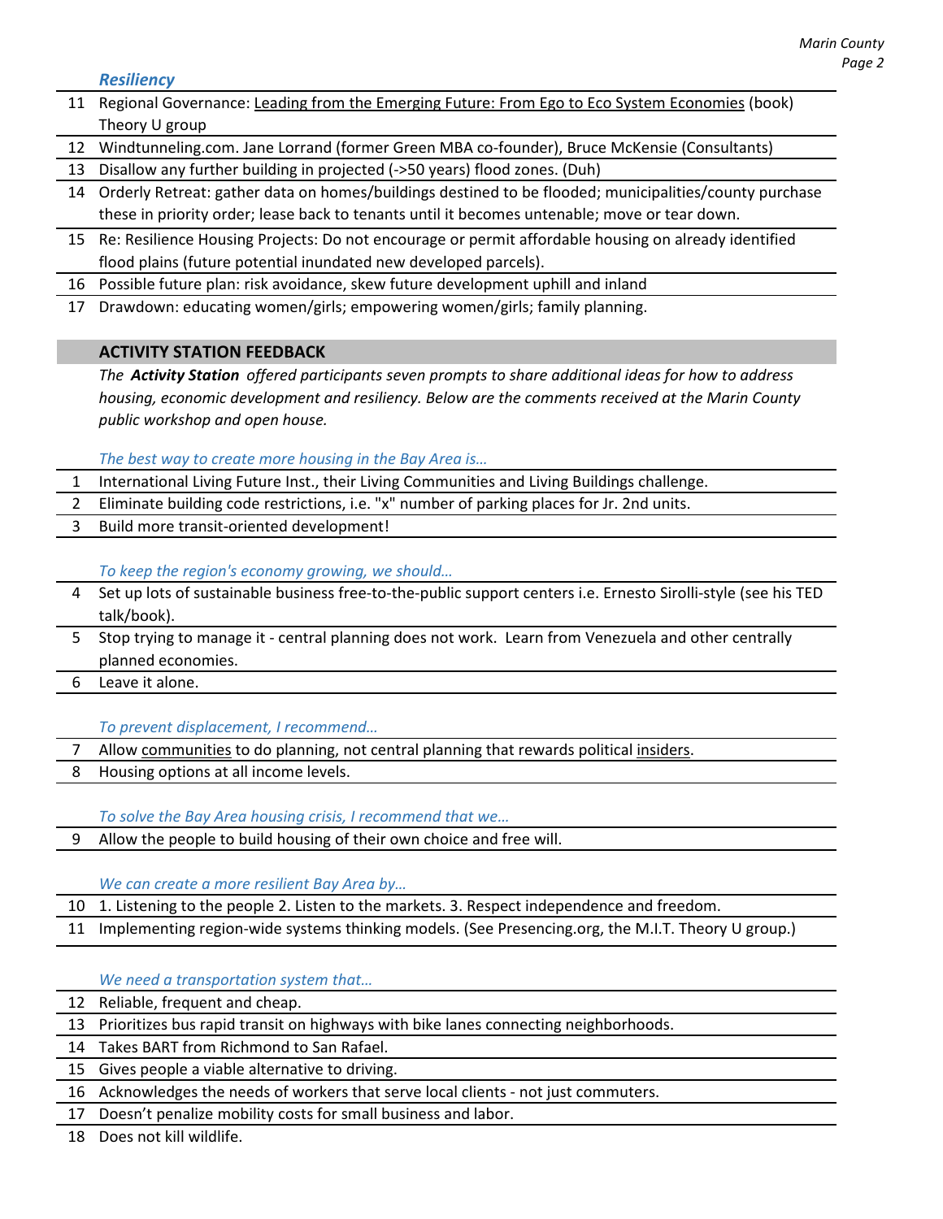### *Resiliency*

| | |
|---|---|
| 11 | Regional Governance: Leading from the Emerging Future: From Ego to Eco System Economies (book) Theory U group |
| 12 | Windtunneling.com. Jane Lorrand (former Green MBA co-founder), Bruce McKensie (Consultants) |
| 13 | Disallow any further building in projected (->50 years) flood zones. (Duh) |
| 14 | Orderly Retreat: gather data on homes/buildings destined to be flooded; municipalities/county purchase these in priority order; lease back to tenants until it becomes untenable; move or tear down. |
| 15 | Re: Resilience Housing Projects: Do not encourage or permit affordable housing on already identified flood plains (future potential inundated new developed parcels). |
| 16 | Possible future plan: risk avoidance, skew future development uphill and inland |
| 17 | Drawdown: educating women/girls; empowering women/girls; family planning. |

## ACTIVITY STATION FEEDBACK

*The **Activity Station** offered participants seven prompts to share additional ideas for how to address housing, economic development and resiliency. Below are the comments received at the Marin County public workshop and open house.*

### *The best way to create more housing in the Bay Area is…*

| | |
|---|---|
| 1 | International Living Future Inst., their Living Communities and Living Buildings challenge. |
| 2 | Eliminate building code restrictions, i.e. "x" number of parking places for Jr. 2nd units. |
| 3 | Build more transit-oriented development! |

### *To keep the region's economy growing, we should…*

| | |
|---|---|
| 4 | Set up lots of sustainable business free-to-the-public support centers i.e. Ernesto Sirolli-style (see his TED talk/book). |
| 5 | Stop trying to manage it - central planning does not work. Learn from Venezuela and other centrally planned economies. |
| 6 | Leave it alone. |

### *To prevent displacement, I recommend…*

| | |
|---|---|
| 7 | Allow communities to do planning, not central planning that rewards political insiders. |
| 8 | Housing options at all income levels. |

### *To solve the Bay Area housing crisis, I recommend that we…*

| | |
|---|---|
| 9 | Allow the people to build housing of their own choice and free will. |

### *We can create a more resilient Bay Area by…*

| | |
|---|---|
| 10 | 1. Listening to the people 2. Listen to the markets. 3. Respect independence and freedom. |
| 11 | Implementing region-wide systems thinking models. (See Presencing.org, the M.I.T. Theory U group.) |

### *We need a transportation system that…*

| | |
|---|---|
| 12 | Reliable, frequent and cheap. |
| 13 | Prioritizes bus rapid transit on highways with bike lanes connecting neighborhoods. |
| 14 | Takes BART from Richmond to San Rafael. |
| 15 | Gives people a viable alternative to driving. |
| 16 | Acknowledges the needs of workers that serve local clients - not just commuters. |
| 17 | Doesn't penalize mobility costs for small business and labor. |
| 18 | Does not kill wildlife. |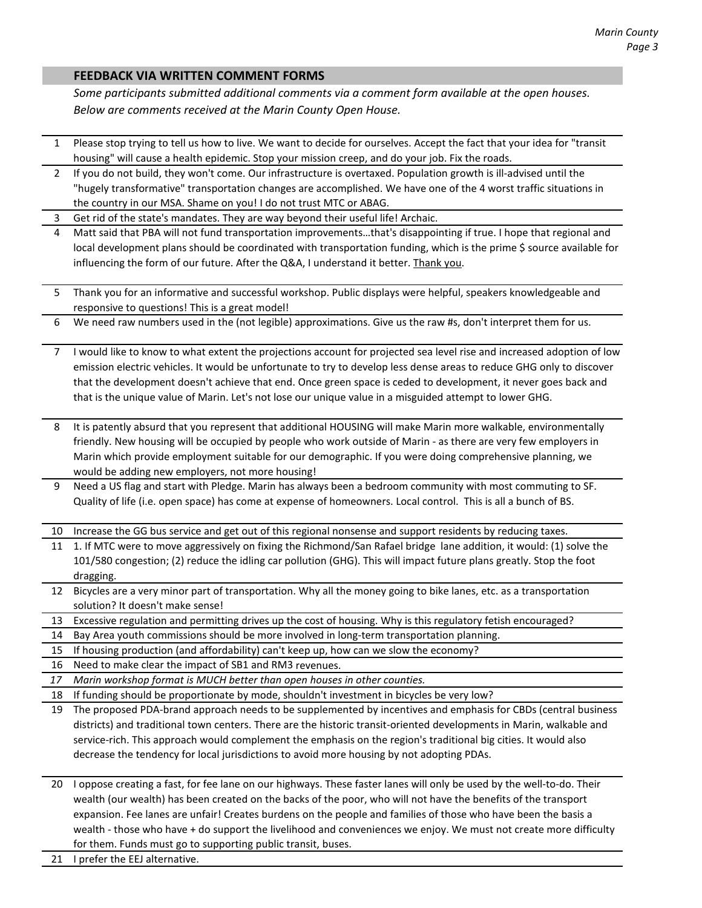## FEEDBACK VIA WRITTEN COMMENT FORMS

*Some participants submitted additional comments via a comment form available at the open houses. Below are comments received at the Marin County Open House.*

| | |
|---|---|
| 1 | Please stop trying to tell us how to live. We want to decide for ourselves. Accept the fact that your idea for "transit housing" will cause a health epidemic. Stop your mission creep, and do your job. Fix the roads. |
| 2 | If you do not build, they won't come. Our infrastructure is overtaxed. Population growth is ill-advised until the "hugely transformative" transportation changes are accomplished. We have one of the 4 worst traffic situations in the country in our MSA. Shame on you! I do not trust MTC or ABAG. |
| 3 | Get rid of the state's mandates. They are way beyond their useful life! Archaic. |
| 4 | Matt said that PBA will not fund transportation improvements…that's disappointing if true. I hope that regional and local development plans should be coordinated with transportation funding, which is the prime $ source available for influencing the form of our future. After the Q&A, I understand it better. <u>Thank you</u>. |
| 5 | Thank you for an informative and successful workshop. Public displays were helpful, speakers knowledgeable and responsive to questions! This is a great model! |
| 6 | We need raw numbers used in the (not legible) approximations. Give us the raw #s, don't interpret them for us. |
| 7 | I would like to know to what extent the projections account for projected sea level rise and increased adoption of low emission electric vehicles. It would be unfortunate to try to develop less dense areas to reduce GHG only to discover that the development doesn't achieve that end. Once green space is ceded to development, it never goes back and that is the unique value of Marin. Let's not lose our unique value in a misguided attempt to lower GHG. |
| 8 | It is patently absurd that you represent that additional HOUSING will make Marin more walkable, environmentally friendly. New housing will be occupied by people who work outside of Marin - as there are very few employers in Marin which provide employment suitable for our demographic. If you were doing comprehensive planning, we would be adding new employers, not more housing! |
| 9 | Need a US flag and start with Pledge. Marin has always been a bedroom community with most commuting to SF. Quality of life (i.e. open space) has come at expense of homeowners. Local control. This is all a bunch of BS. |
| 10 | Increase the GG bus service and get out of this regional nonsense and support residents by reducing taxes. |
| 11 | 1. If MTC were to move aggressively on fixing the Richmond/San Rafael bridge lane addition, it would: (1) solve the 101/580 congestion; (2) reduce the idling car pollution (GHG). This will impact future plans greatly. Stop the foot dragging. |
| 12 | Bicycles are a very minor part of transportation. Why all the money going to bike lanes, etc. as a transportation solution? It doesn't make sense! |
| 13 | Excessive regulation and permitting drives up the cost of housing. Why is this regulatory fetish encouraged? |
| 14 | Bay Area youth commissions should be more involved in long-term transportation planning. |
| 15 | If housing production (and affordability) can't keep up, how can we slow the economy? |
| 16 | Need to make clear the impact of SB1 and RM3 revenues. |
| *17* | *Marin workshop format is MUCH better than open houses in other counties.* |
| 18 | If funding should be proportionate by mode, shouldn't investment in bicycles be very low? |
| 19 | The proposed PDA-brand approach needs to be supplemented by incentives and emphasis for CBDs (central business districts) and traditional town centers. There are the historic transit-oriented developments in Marin, walkable and service-rich. This approach would complement the emphasis on the region's traditional big cities. It would also decrease the tendency for local jurisdictions to avoid more housing by not adopting PDAs. |
| 20 | I oppose creating a fast, for fee lane on our highways. These faster lanes will only be used by the well-to-do. Their wealth (our wealth) has been created on the backs of the poor, who will not have the benefits of the transport expansion. Fee lanes are unfair! Creates burdens on the people and families of those who have been the basis a wealth - those who have + do support the livelihood and conveniences we enjoy. We must not create more difficulty for them. Funds must go to supporting public transit, buses. |
| 21 | I prefer the EEJ alternative. |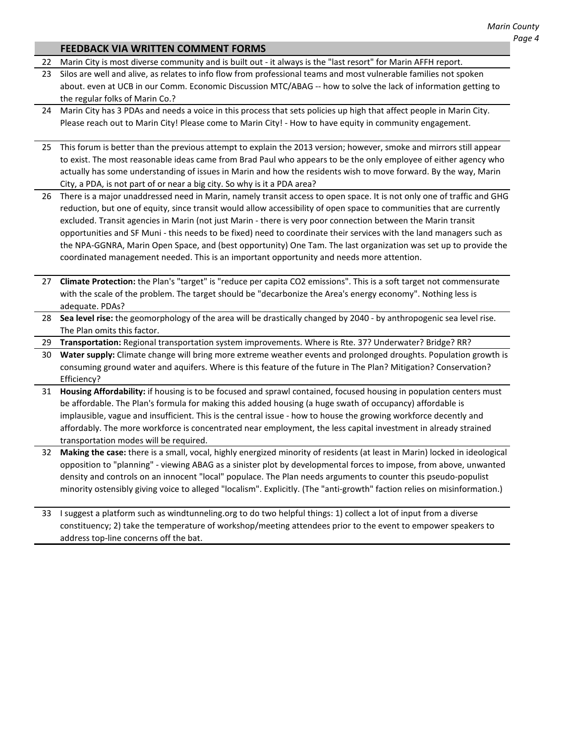| | FEEDBACK VIA WRITTEN COMMENT FORMS |
|---|---|
| 22 | Marin City is most diverse community and is built out - it always is the "last resort" for Marin AFFH report. |
| 23 | Silos are well and alive, as relates to info flow from professional teams and most vulnerable families not spoken about. even at UCB in our Comm. Economic Discussion MTC/ABAG -- how to solve the lack of information getting to the regular folks of Marin Co.? |
| 24 | Marin City has 3 PDAs and needs a voice in this process that sets policies up high that affect people in Marin City. Please reach out to Marin City! Please come to Marin City! - How to have equity in community engagement. |
| 25 | This forum is better than the previous attempt to explain the 2013 version; however, smoke and mirrors still appear to exist. The most reasonable ideas came from Brad Paul who appears to be the only employee of either agency who actually has some understanding of issues in Marin and how the residents wish to move forward. By the way, Marin City, a PDA, is not part of or near a big city. So why is it a PDA area? |
| 26 | There is a major unaddressed need in Marin, namely transit access to open space. It is not only one of traffic and GHG reduction, but one of equity, since transit would allow accessibility of open space to communities that are currently excluded. Transit agencies in Marin (not just Marin - there is very poor connection between the Marin transit opportunities and SF Muni - this needs to be fixed) need to coordinate their services with the land managers such as the NPA-GGNRA, Marin Open Space, and (best opportunity) One Tam. The last organization was set up to provide the coordinated management needed. This is an important opportunity and needs more attention. |
| 27 | **Climate Protection:** the Plan's "target" is "reduce per capita CO2 emissions". This is a soft target not commensurate with the scale of the problem. The target should be "decarbonize the Area's energy economy". Nothing less is adequate. PDAs? |
| 28 | **Sea level rise:** the geomorphology of the area will be drastically changed by 2040 - by anthropogenic sea level rise. The Plan omits this factor. |
| 29 | **Transportation:** Regional transportation system improvements. Where is Rte. 37? Underwater? Bridge? RR? |
| 30 | **Water supply:** Climate change will bring more extreme weather events and prolonged droughts. Population growth is consuming ground water and aquifers. Where is this feature of the future in The Plan? Mitigation? Conservation? Efficiency? |
| 31 | **Housing Affordability:** if housing is to be focused and sprawl contained, focused housing in population centers must be affordable. The Plan's formula for making this added housing (a huge swath of occupancy) affordable is implausible, vague and insufficient. This is the central issue - how to house the growing workforce decently and affordably. The more workforce is concentrated near employment, the less capital investment in already strained transportation modes will be required. |
| 32 | **Making the case:** there is a small, vocal, highly energized minority of residents (at least in Marin) locked in ideological opposition to "planning" - viewing ABAG as a sinister plot by developmental forces to impose, from above, unwanted density and controls on an innocent "local" populace. The Plan needs arguments to counter this pseudo-populist minority ostensibly giving voice to alleged "localism". Explicitly. (The "anti-growth" faction relies on misinformation.) |
| 33 | I suggest a platform such as windtunneling.org to do two helpful things: 1) collect a lot of input from a diverse constituency; 2) take the temperature of workshop/meeting attendees prior to the event to empower speakers to address top-line concerns off the bat. |